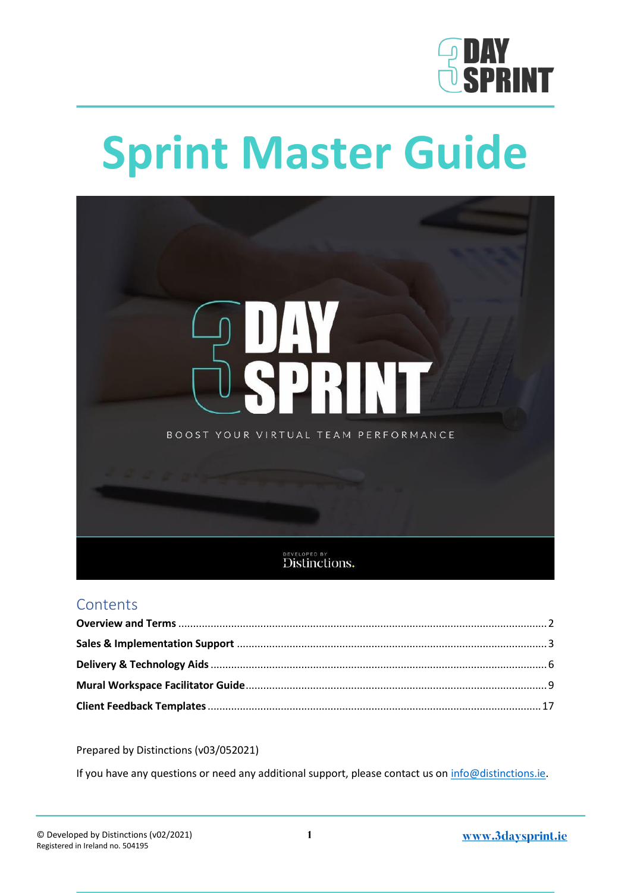# Sprint Master Guide

## Contents

**Overview and Terms** ........................................ 2

**Sales & Implementation Support** ........................................ 3

**Delivery & Technology Aids** ........................................ 6

**Mural Workspace Facilitator Guide** ........................................ 9

**Client Feedback Templates** ........................................ 17

Prepared by Distinctions (v03/052021)

If you have any questions or need any additional support, please contact us on info@distinctions.ie.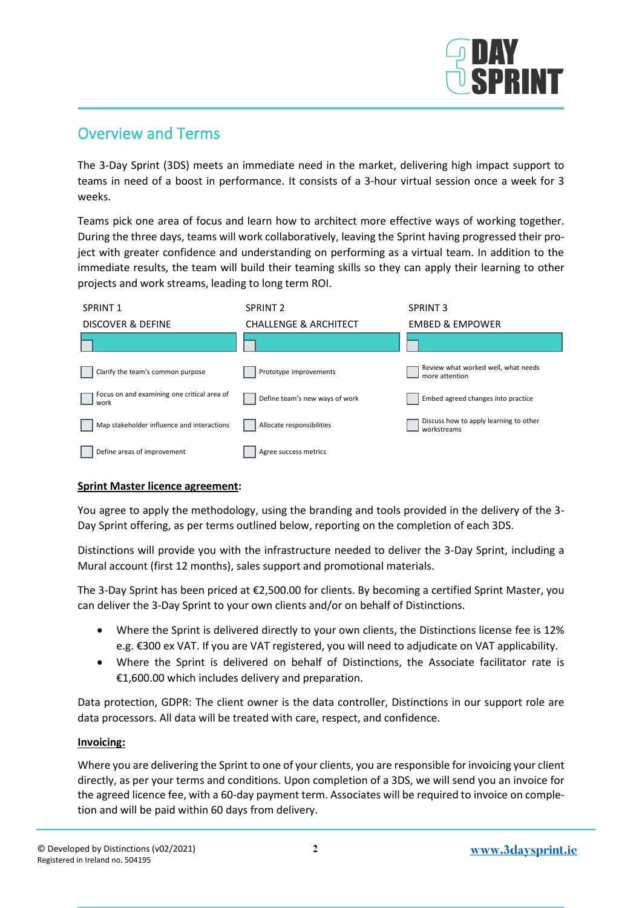## Overview and Terms

The 3-Day Sprint (3DS) meets an immediate need in the market, delivering high impact support to teams in need of a boost in performance. It consists of a 3-hour virtual session once a week for 3 weeks.

Teams pick one area of focus and learn how to architect more effective ways of working together. During the three days, teams will work collaboratively, leaving the Sprint having progressed their project with greater confidence and understanding on performing as a virtual team. In addition to the immediate results, the team will build their teaming skills so they can apply their learning to other projects and work streams, leading to long term ROI.

| SPRINT 1<br>DISCOVER & DEFINE | SPRINT 2<br>CHALLENGE & ARCHITECT | SPRINT 3<br>EMBED & EMPOWER |
|---|---|---|
| ☐ Clarify the team's common purpose | ☐ Prototype improvements | ☐ Review what worked well, what needs more attention |
| ☐ Focus on and examining one critical area of work | ☐ Define team's new ways of work | ☐ Embed agreed changes into practice |
| ☐ Map stakeholder influence and interactions | ☐ Allocate responsibilities | ☐ Discuss how to apply learning to other workstreams |
| ☐ Define areas of improvement | ☐ Agree success metrics | |

**Sprint Master licence agreement:**

You agree to apply the methodology, using the branding and tools provided in the delivery of the 3-Day Sprint offering, as per terms outlined below, reporting on the completion of each 3DS.

Distinctions will provide you with the infrastructure needed to deliver the 3-Day Sprint, including a Mural account (first 12 months), sales support and promotional materials.

The 3-Day Sprint has been priced at €2,500.00 for clients. By becoming a certified Sprint Master, you can deliver the 3-Day Sprint to your own clients and/or on behalf of Distinctions.

- Where the Sprint is delivered directly to your own clients, the Distinctions license fee is 12% e.g. €300 ex VAT. If you are VAT registered, you will need to adjudicate on VAT applicability.
- Where the Sprint is delivered on behalf of Distinctions, the Associate facilitator rate is €1,600.00 which includes delivery and preparation.

Data protection, GDPR: The client owner is the data controller, Distinctions in our support role are data processors. All data will be treated with care, respect, and confidence.

**Invoicing:**

Where you are delivering the Sprint to one of your clients, you are responsible for invoicing your client directly, as per your terms and conditions. Upon completion of a 3DS, we will send you an invoice for the agreed licence fee, with a 60-day payment term. Associates will be required to invoice on completion and will be paid within 60 days from delivery.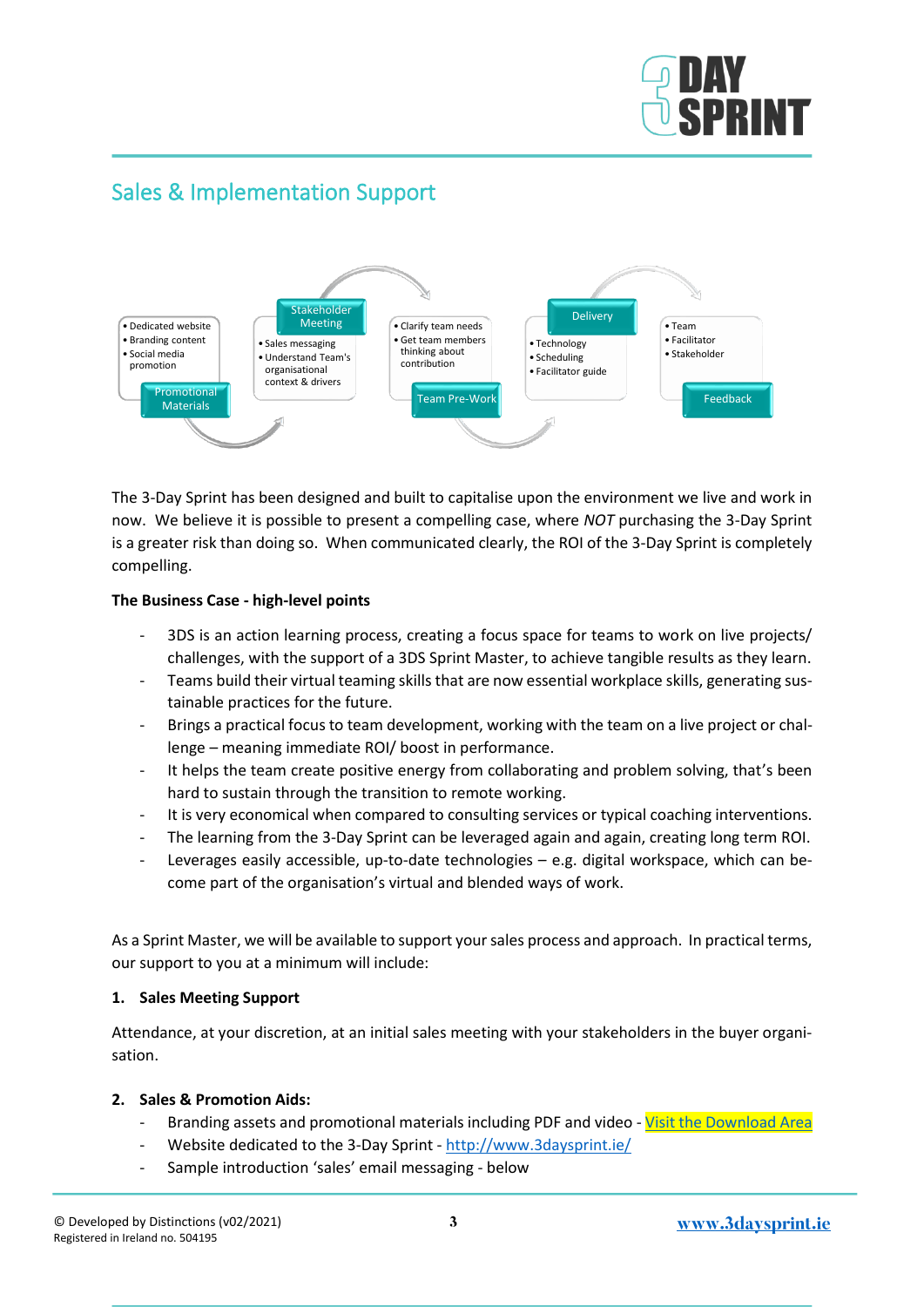## Sales & Implementation Support

- Dedicated website
- Branding content
- Social media promotion

**Promotional Materials**

**Stakeholder Meeting**

- Sales messaging
- Understand Team's organisational context & drivers

- Clarify team needs
- Get team members thinking about contribution

**Team Pre-Work**

**Delivery**

- Technology
- Scheduling
- Facilitator guide

- Team
- Facilitator
- Stakeholder

**Feedback**

The 3-Day Sprint has been designed and built to capitalise upon the environment we live and work in now. We believe it is possible to present a compelling case, where *NOT* purchasing the 3-Day Sprint is a greater risk than doing so. When communicated clearly, the ROI of the 3-Day Sprint is completely compelling.

**The Business Case - high-level points**

- 3DS is an action learning process, creating a focus space for teams to work on live projects/ challenges, with the support of a 3DS Sprint Master, to achieve tangible results as they learn.
- Teams build their virtual teaming skills that are now essential workplace skills, generating sustainable practices for the future.
- Brings a practical focus to team development, working with the team on a live project or challenge – meaning immediate ROI/ boost in performance.
- It helps the team create positive energy from collaborating and problem solving, that's been hard to sustain through the transition to remote working.
- It is very economical when compared to consulting services or typical coaching interventions.
- The learning from the 3-Day Sprint can be leveraged again and again, creating long term ROI.
- Leverages easily accessible, up-to-date technologies – e.g. digital workspace, which can become part of the organisation's virtual and blended ways of work.

As a Sprint Master, we will be available to support your sales process and approach. In practical terms, our support to you at a minimum will include:

**1. Sales Meeting Support**

Attendance, at your discretion, at an initial sales meeting with your stakeholders in the buyer organisation.

**2. Sales & Promotion Aids:**

- Branding assets and promotional materials including PDF and video - Visit the Download Area
- Website dedicated to the 3-Day Sprint - http://www.3daysprint.ie/
- Sample introduction 'sales' email messaging - below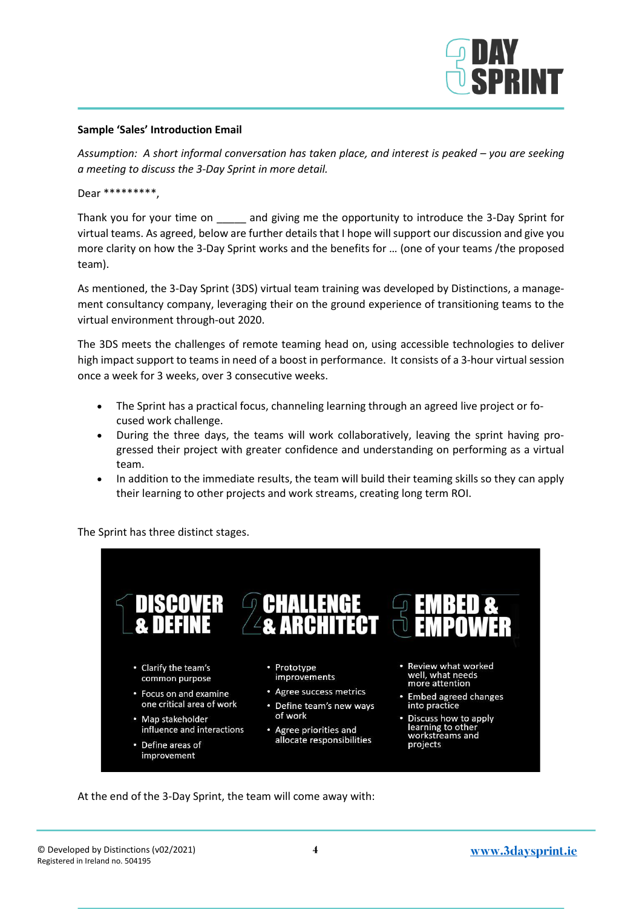**Sample 'Sales' Introduction Email**

*Assumption: A short informal conversation has taken place, and interest is peaked – you are seeking a meeting to discuss the 3-Day Sprint in more detail.*

Dear *********,

Thank you for your time on _____ and giving me the opportunity to introduce the 3-Day Sprint for virtual teams. As agreed, below are further details that I hope will support our discussion and give you more clarity on how the 3-Day Sprint works and the benefits for … (one of your teams /the proposed team).

As mentioned, the 3-Day Sprint (3DS) virtual team training was developed by Distinctions, a management consultancy company, leveraging their on the ground experience of transitioning teams to the virtual environment through-out 2020.

The 3DS meets the challenges of remote teaming head on, using accessible technologies to deliver high impact support to teams in need of a boost in performance. It consists of a 3-hour virtual session once a week for 3 weeks, over 3 consecutive weeks.

- The Sprint has a practical focus, channeling learning through an agreed live project or focused work challenge.
- During the three days, the teams will work collaboratively, leaving the sprint having progressed their project with greater confidence and understanding on performing as a virtual team.
- In addition to the immediate results, the team will build their teaming skills so they can apply their learning to other projects and work streams, creating long term ROI.

The Sprint has three distinct stages.

| 1 DISCOVER & DEFINE | 2 CHALLENGE & ARCHITECT | 3 EMBED & EMPOWER |
|---|---|---|
| • Clarify the team's common purpose<br>• Focus on and examine one critical area of work<br>• Map stakeholder influence and interactions<br>• Define areas of improvement | • Prototype improvements<br>• Agree success metrics<br>• Define team's new ways of work<br>• Agree priorities and allocate responsibilities | • Review what worked well, what needs more attention<br>• Embed agreed changes into practice<br>• Discuss how to apply learning to other workstreams and projects |

At the end of the 3-Day Sprint, the team will come away with: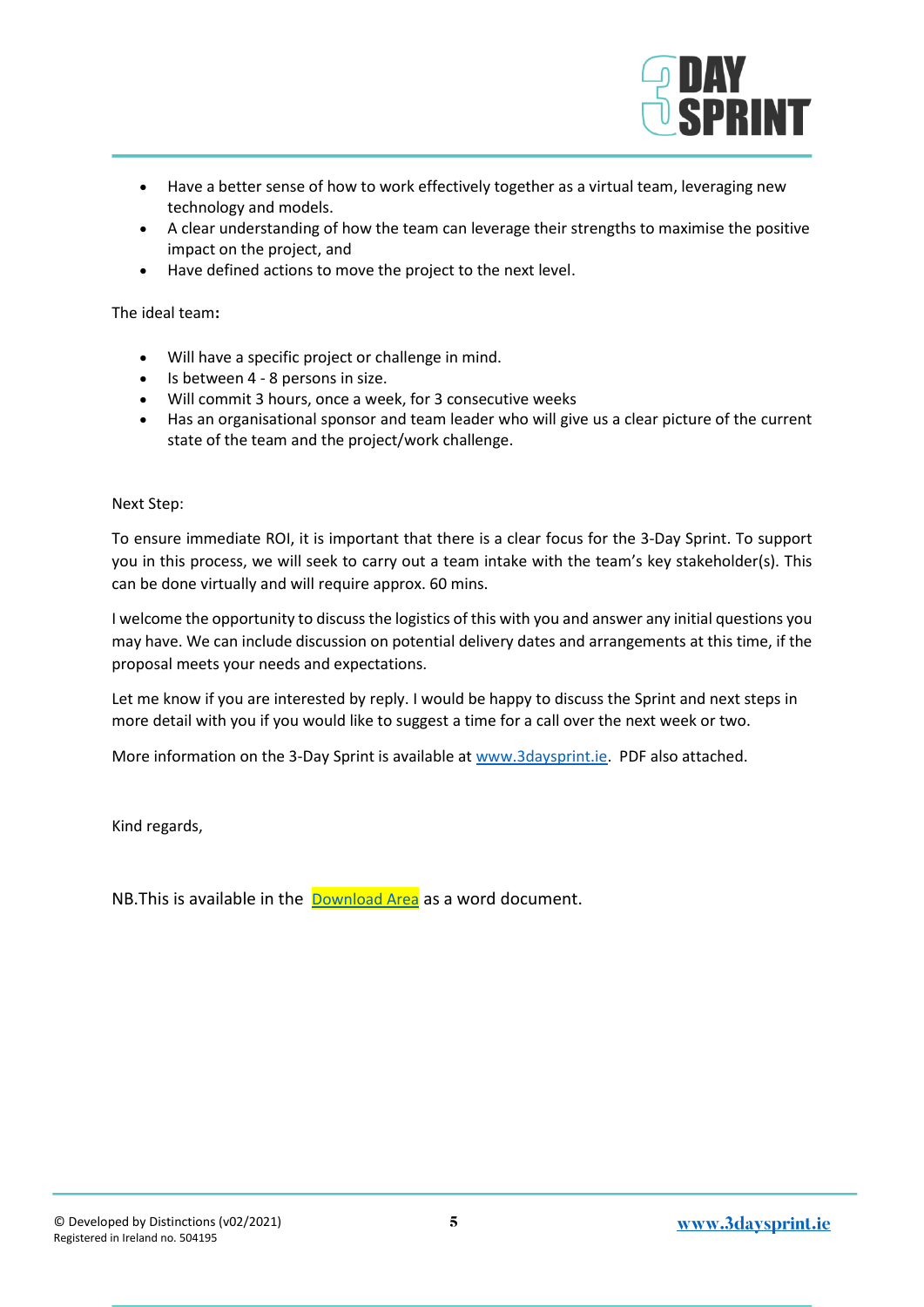- Have a better sense of how to work effectively together as a virtual team, leveraging new technology and models.
- A clear understanding of how the team can leverage their strengths to maximise the positive impact on the project, and
- Have defined actions to move the project to the next level.

The ideal team**:**

- Will have a specific project or challenge in mind.
- Is between 4 - 8 persons in size.
- Will commit 3 hours, once a week, for 3 consecutive weeks
- Has an organisational sponsor and team leader who will give us a clear picture of the current state of the team and the project/work challenge.

Next Step:

To ensure immediate ROI, it is important that there is a clear focus for the 3-Day Sprint. To support you in this process, we will seek to carry out a team intake with the team's key stakeholder(s). This can be done virtually and will require approx. 60 mins.

I welcome the opportunity to discuss the logistics of this with you and answer any initial questions you may have. We can include discussion on potential delivery dates and arrangements at this time, if the proposal meets your needs and expectations.

Let me know if you are interested by reply. I would be happy to discuss the Sprint and next steps in more detail with you if you would like to suggest a time for a call over the next week or two.

More information on the 3-Day Sprint is available at [www.3daysprint.ie](www.3daysprint.ie). PDF also attached.

Kind regards,

NB.This is available in the [Download Area](Download Area) as a word document.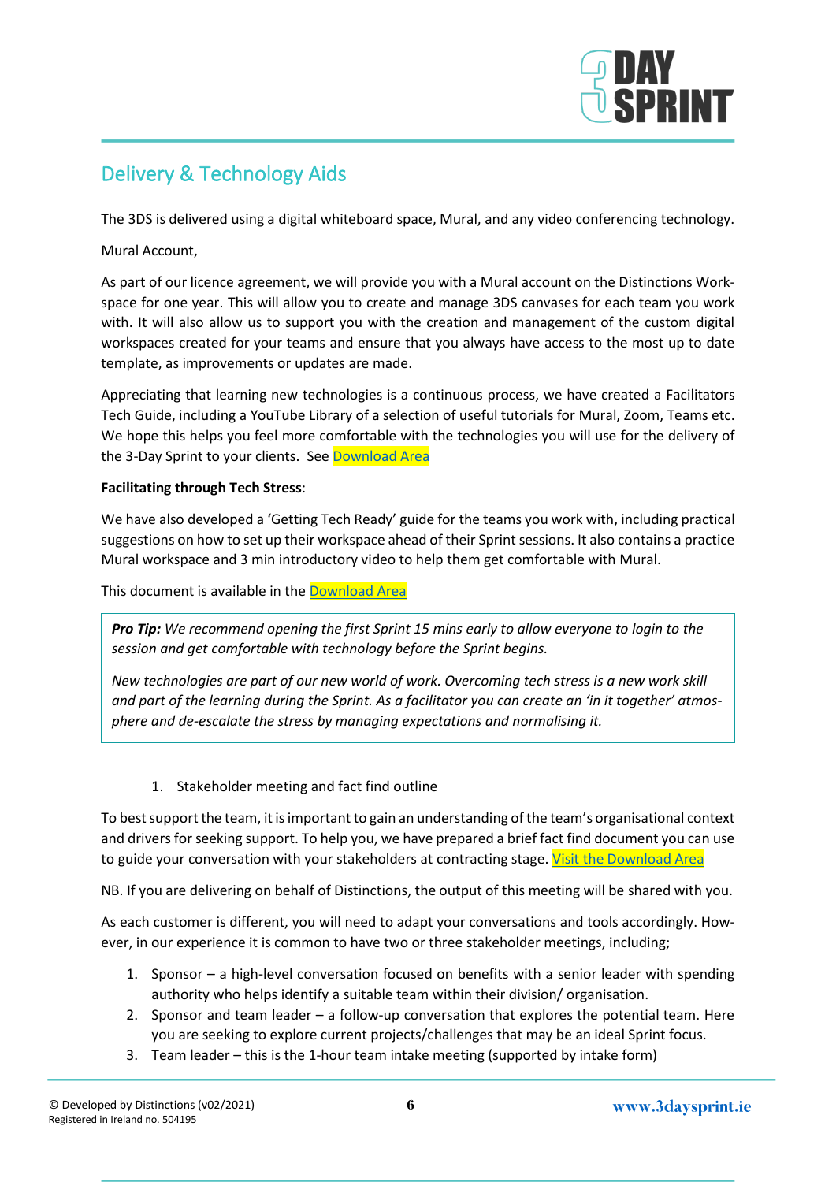## Delivery & Technology Aids

The 3DS is delivered using a digital whiteboard space, Mural, and any video conferencing technology.

Mural Account,

As part of our licence agreement, we will provide you with a Mural account on the Distinctions Workspace for one year. This will allow you to create and manage 3DS canvases for each team you work with. It will also allow us to support you with the creation and management of the custom digital workspaces created for your teams and ensure that you always have access to the most up to date template, as improvements or updates are made.

Appreciating that learning new technologies is a continuous process, we have created a Facilitators Tech Guide, including a YouTube Library of a selection of useful tutorials for Mural, Zoom, Teams etc. We hope this helps you feel more comfortable with the technologies you will use for the delivery of the 3-Day Sprint to your clients. See Download Area

**Facilitating through Tech Stress**:

We have also developed a 'Getting Tech Ready' guide for the teams you work with, including practical suggestions on how to set up their workspace ahead of their Sprint sessions. It also contains a practice Mural workspace and 3 min introductory video to help them get comfortable with Mural.

This document is available in the Download Area

> ***Pro Tip:*** *We recommend opening the first Sprint 15 mins early to allow everyone to login to the session and get comfortable with technology before the Sprint begins.*
>
> *New technologies are part of our new world of work. Overcoming tech stress is a new work skill and part of the learning during the Sprint. As a facilitator you can create an 'in it together' atmosphere and de-escalate the stress by managing expectations and normalising it.*

1. Stakeholder meeting and fact find outline

To best support the team, it is important to gain an understanding of the team's organisational context and drivers for seeking support. To help you, we have prepared a brief fact find document you can use to guide your conversation with your stakeholders at contracting stage. Visit the Download Area

NB. If you are delivering on behalf of Distinctions, the output of this meeting will be shared with you.

As each customer is different, you will need to adapt your conversations and tools accordingly. However, in our experience it is common to have two or three stakeholder meetings, including;

1. Sponsor – a high-level conversation focused on benefits with a senior leader with spending authority who helps identify a suitable team within their division/ organisation.
2. Sponsor and team leader – a follow-up conversation that explores the potential team. Here you are seeking to explore current projects/challenges that may be an ideal Sprint focus.
3. Team leader – this is the 1-hour team intake meeting (supported by intake form)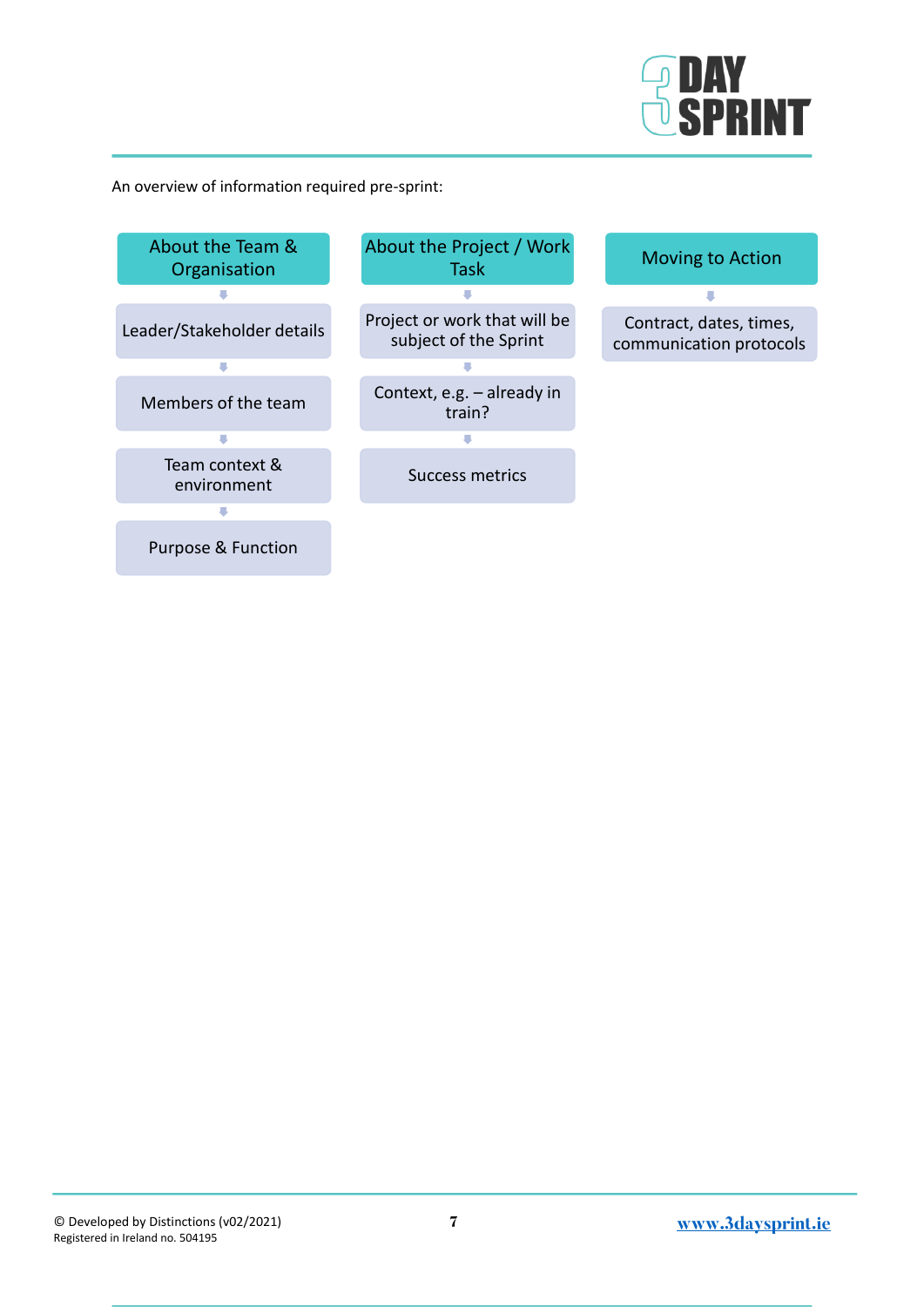An overview of information required pre-sprint:

**About the Team & Organisation**

- Leader/Stakeholder details
- Members of the team
- Team context & environment
- Purpose & Function

**About the Project / Work Task**

- Project or work that will be subject of the Sprint
- Context, e.g. – already in train?
- Success metrics

**Moving to Action**

- Contract, dates, times, communication protocols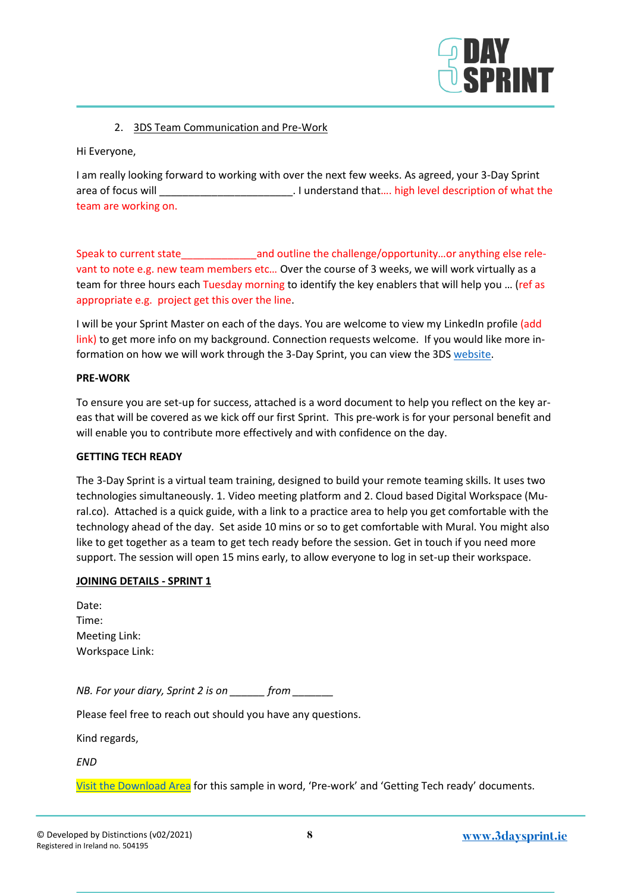2. 3DS Team Communication and Pre-Work

Hi Everyone,

I am really looking forward to working with over the next few weeks. As agreed, your 3-Day Sprint area of focus will ______________________. I understand that…. high level description of what the team are working on.

Speak to current state_____________and outline the challenge/opportunity…or anything else relevant to note e.g. new team members etc… Over the course of 3 weeks, we will work virtually as a team for three hours each Tuesday morning to identify the key enablers that will help you … (ref as appropriate e.g. project get this over the line.

I will be your Sprint Master on each of the days. You are welcome to view my LinkedIn profile (add link) to get more info on my background. Connection requests welcome. If you would like more information on how we will work through the 3-Day Sprint, you can view the 3DS website.

**PRE-WORK**

To ensure you are set-up for success, attached is a word document to help you reflect on the key areas that will be covered as we kick off our first Sprint. This pre-work is for your personal benefit and will enable you to contribute more effectively and with confidence on the day.

**GETTING TECH READY**

The 3-Day Sprint is a virtual team training, designed to build your remote teaming skills. It uses two technologies simultaneously. 1. Video meeting platform and 2. Cloud based Digital Workspace (Mural.co). Attached is a quick guide, with a link to a practice area to help you get comfortable with the technology ahead of the day. Set aside 10 mins or so to get comfortable with Mural. You might also like to get together as a team to get tech ready before the session. Get in touch if you need more support. The session will open 15 mins early, to allow everyone to log in set-up their workspace.

**JOINING DETAILS - SPRINT 1**

Date:
Time:
Meeting Link:
Workspace Link:

*NB. For your diary, Sprint 2 is on ______ from _______*

Please feel free to reach out should you have any questions.

Kind regards,

*END*

Visit the Download Area for this sample in word, 'Pre-work' and 'Getting Tech ready' documents.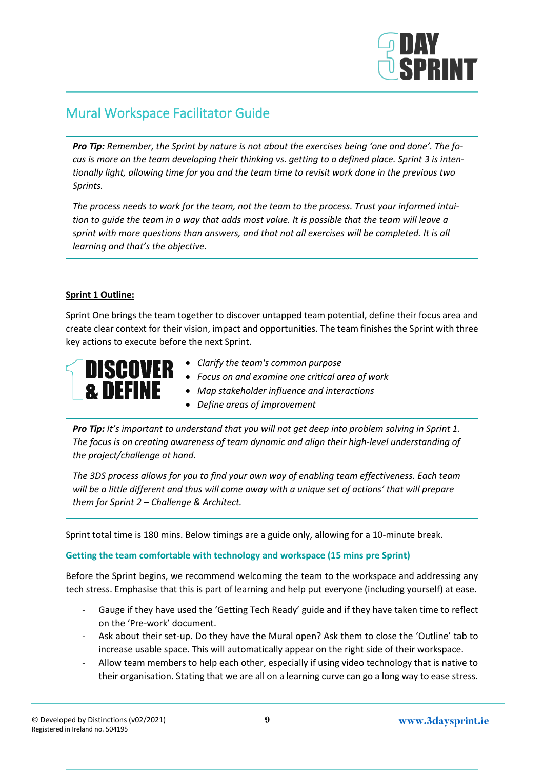## Mural Workspace Facilitator Guide

> ***Pro Tip:*** *Remember, the Sprint by nature is not about the exercises being 'one and done'. The focus is more on the team developing their thinking vs. getting to a defined place. Sprint 3 is intentionally light, allowing time for you and the team time to revisit work done in the previous two Sprints.*
>
> *The process needs to work for the team, not the team to the process. Trust your informed intuition to guide the team in a way that adds most value. It is possible that the team will leave a sprint with more questions than answers, and that not all exercises will be completed. It is all learning and that's the objective.*

**Sprint 1 Outline:**

Sprint One brings the team together to discover untapped team potential, define their focus area and create clear context for their vision, impact and opportunities. The team finishes the Sprint with three key actions to execute before the next Sprint.

**DISCOVER & DEFINE**

- *Clarify the team's common purpose*
- *Focus on and examine one critical area of work*
- *Map stakeholder influence and interactions*
- *Define areas of improvement*

> ***Pro Tip:*** *It's important to understand that you will not get deep into problem solving in Sprint 1. The focus is on creating awareness of team dynamic and align their high-level understanding of the project/challenge at hand.*
>
> *The 3DS process allows for you to find your own way of enabling team effectiveness. Each team will be a little different and thus will come away with a unique set of actions' that will prepare them for Sprint 2 – Challenge & Architect.*

Sprint total time is 180 mins. Below timings are a guide only, allowing for a 10-minute break.

**Getting the team comfortable with technology and workspace (15 mins pre Sprint)**

Before the Sprint begins, we recommend welcoming the team to the workspace and addressing any tech stress. Emphasise that this is part of learning and help put everyone (including yourself) at ease.

- Gauge if they have used the 'Getting Tech Ready' guide and if they have taken time to reflect on the 'Pre-work' document.
- Ask about their set-up. Do they have the Mural open? Ask them to close the 'Outline' tab to increase usable space. This will automatically appear on the right side of their workspace.
- Allow team members to help each other, especially if using video technology that is native to their organisation. Stating that we are all on a learning curve can go a long way to ease stress.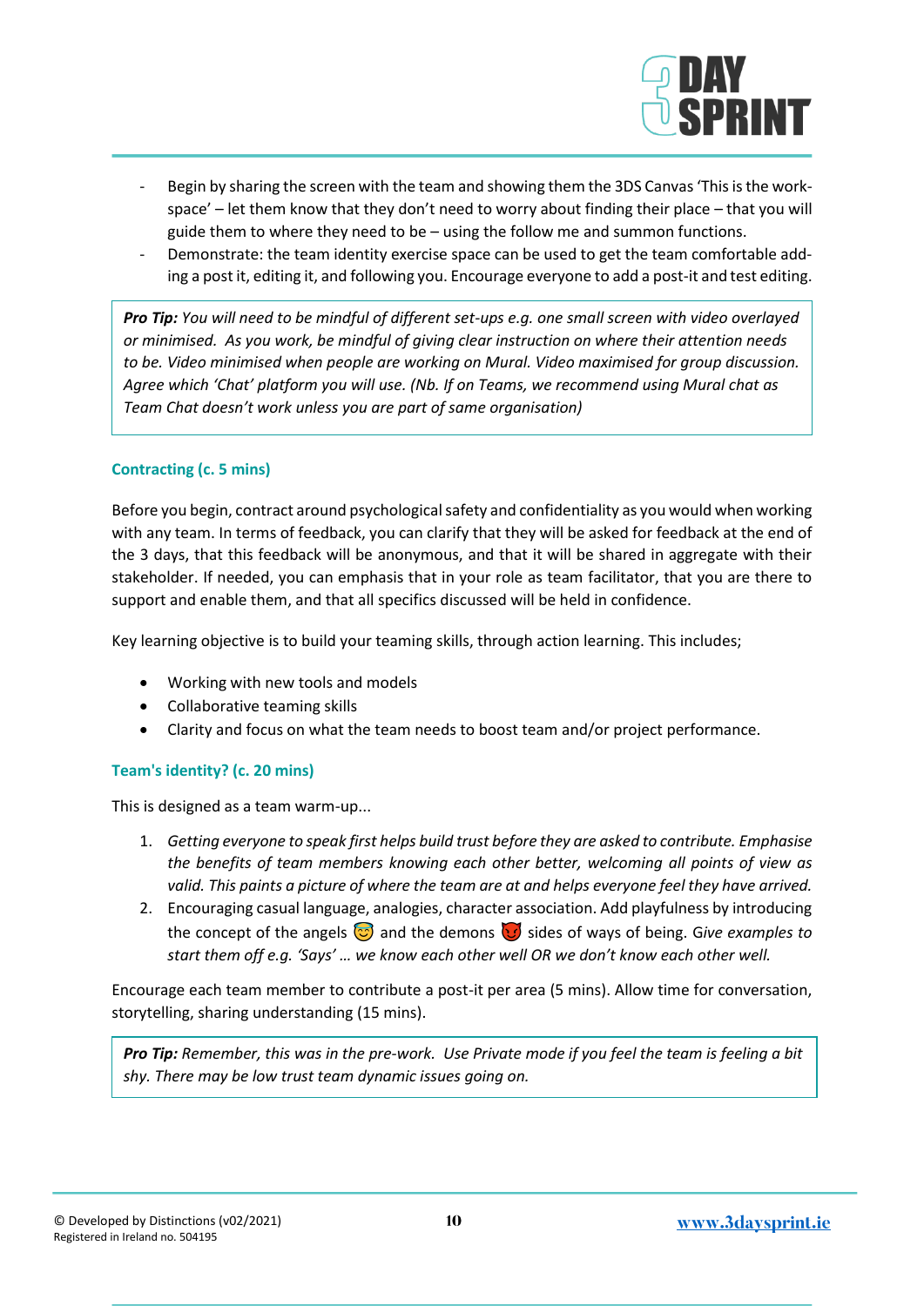- Begin by sharing the screen with the team and showing them the 3DS Canvas 'This is the work-space' – let them know that they don't need to worry about finding their place – that you will guide them to where they need to be – using the follow me and summon functions.
- Demonstrate: the team identity exercise space can be used to get the team comfortable adding a post it, editing it, and following you. Encourage everyone to add a post-it and test editing.

> ***Pro Tip:*** *You will need to be mindful of different set-ups e.g. one small screen with video overlayed or minimised. As you work, be mindful of giving clear instruction on where their attention needs to be. Video minimised when people are working on Mural. Video maximised for group discussion. Agree which 'Chat' platform you will use. (Nb. If on Teams, we recommend using Mural chat as Team Chat doesn't work unless you are part of same organisation)*

### Contracting (c. 5 mins)

Before you begin, contract around psychological safety and confidentiality as you would when working with any team. In terms of feedback, you can clarify that they will be asked for feedback at the end of the 3 days, that this feedback will be anonymous, and that it will be shared in aggregate with their stakeholder. If needed, you can emphasis that in your role as team facilitator, that you are there to support and enable them, and that all specifics discussed will be held in confidence.

Key learning objective is to build your teaming skills, through action learning. This includes;

- Working with new tools and models
- Collaborative teaming skills
- Clarity and focus on what the team needs to boost team and/or project performance.

### Team's identity? (c. 20 mins)

This is designed as a team warm-up...

1. *Getting everyone to speak first helps build trust before they are asked to contribute. Emphasise the benefits of team members knowing each other better, welcoming all points of view as valid. This paints a picture of where the team are at and helps everyone feel they have arrived.*
2. Encouraging casual language, analogies, character association. Add playfulness by introducing the concept of the angels 😇 and the demons 😈 sides of ways of being. G*ive examples to start them off e.g. 'Says' … we know each other well OR we don't know each other well.*

Encourage each team member to contribute a post-it per area (5 mins). Allow time for conversation, storytelling, sharing understanding (15 mins).

> ***Pro Tip:*** *Remember, this was in the pre-work. Use Private mode if you feel the team is feeling a bit shy. There may be low trust team dynamic issues going on.*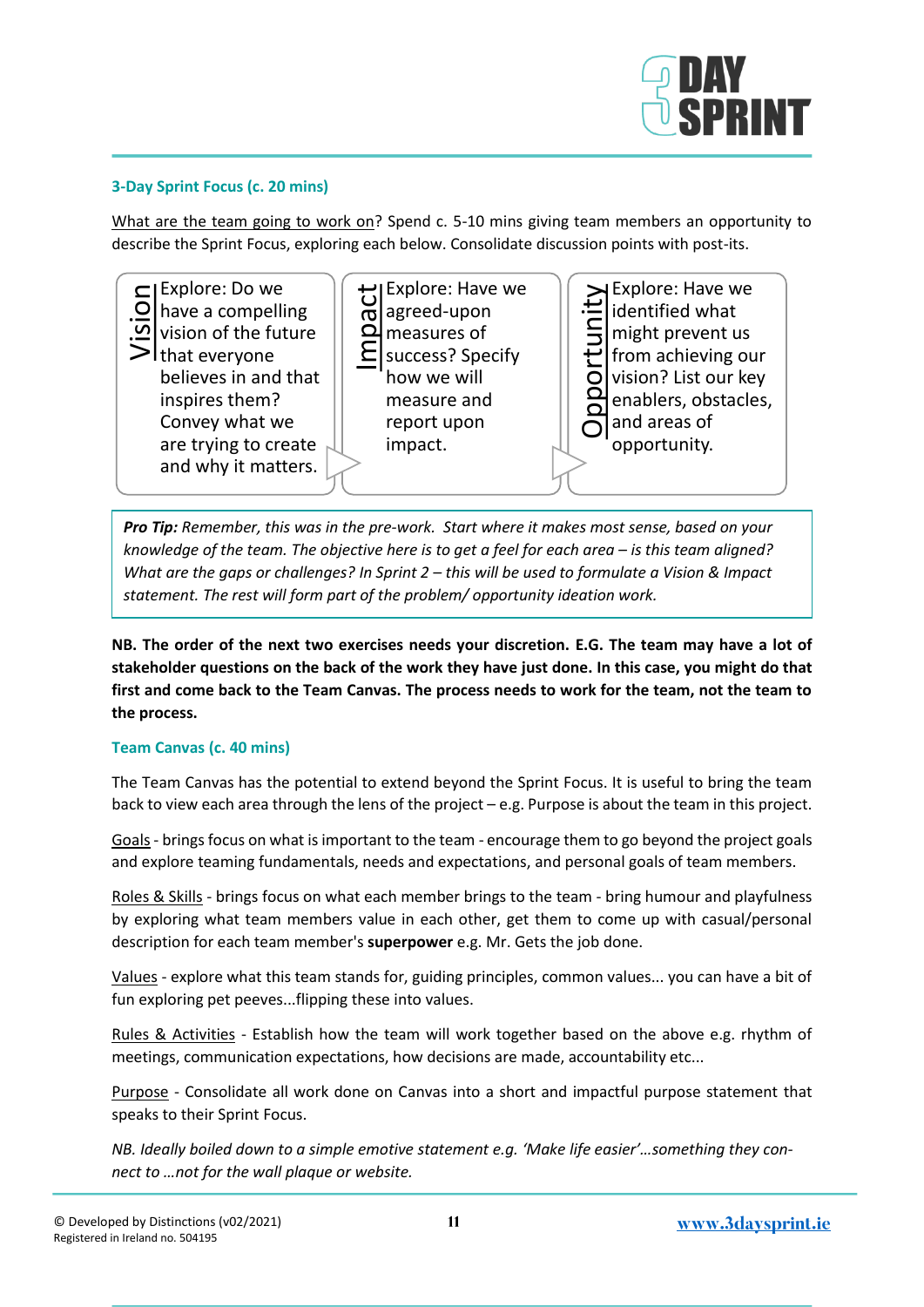### 3-Day Sprint Focus (c. 20 mins)

What are the team going to work on? Spend c. 5-10 mins giving team members an opportunity to describe the Sprint Focus, exploring each below. Consolidate discussion points with post-its.

| Vision | Impact | Opportunity |
| --- | --- | --- |
| Explore: Do we have a compelling vision of the future that everyone believes in and that inspires them? Convey what we are trying to create and why it matters. | Explore: Have we agreed-upon measures of success? Specify how we will measure and report upon impact. | Explore: Have we identified what might prevent us from achieving our vision? List our key enablers, obstacles, and areas of opportunity. |

> ***Pro Tip:*** *Remember, this was in the pre-work. Start where it makes most sense, based on your knowledge of the team. The objective here is to get a feel for each area – is this team aligned? What are the gaps or challenges? In Sprint 2 – this will be used to formulate a Vision & Impact statement. The rest will form part of the problem/ opportunity ideation work.*

**NB. The order of the next two exercises needs your discretion. E.G. The team may have a lot of stakeholder questions on the back of the work they have just done. In this case, you might do that first and come back to the Team Canvas. The process needs to work for the team, not the team to the process.**

### Team Canvas (c. 40 mins)

The Team Canvas has the potential to extend beyond the Sprint Focus. It is useful to bring the team back to view each area through the lens of the project – e.g. Purpose is about the team in this project.

Goals - brings focus on what is important to the team - encourage them to go beyond the project goals and explore teaming fundamentals, needs and expectations, and personal goals of team members.

Roles & Skills - brings focus on what each member brings to the team - bring humour and playfulness by exploring what team members value in each other, get them to come up with casual/personal description for each team member's **superpower** e.g. Mr. Gets the job done.

Values - explore what this team stands for, guiding principles, common values... you can have a bit of fun exploring pet peeves...flipping these into values.

Rules & Activities - Establish how the team will work together based on the above e.g. rhythm of meetings, communication expectations, how decisions are made, accountability etc...

Purpose - Consolidate all work done on Canvas into a short and impactful purpose statement that speaks to their Sprint Focus.

*NB. Ideally boiled down to a simple emotive statement e.g. 'Make life easier'…something they connect to …not for the wall plaque or website.*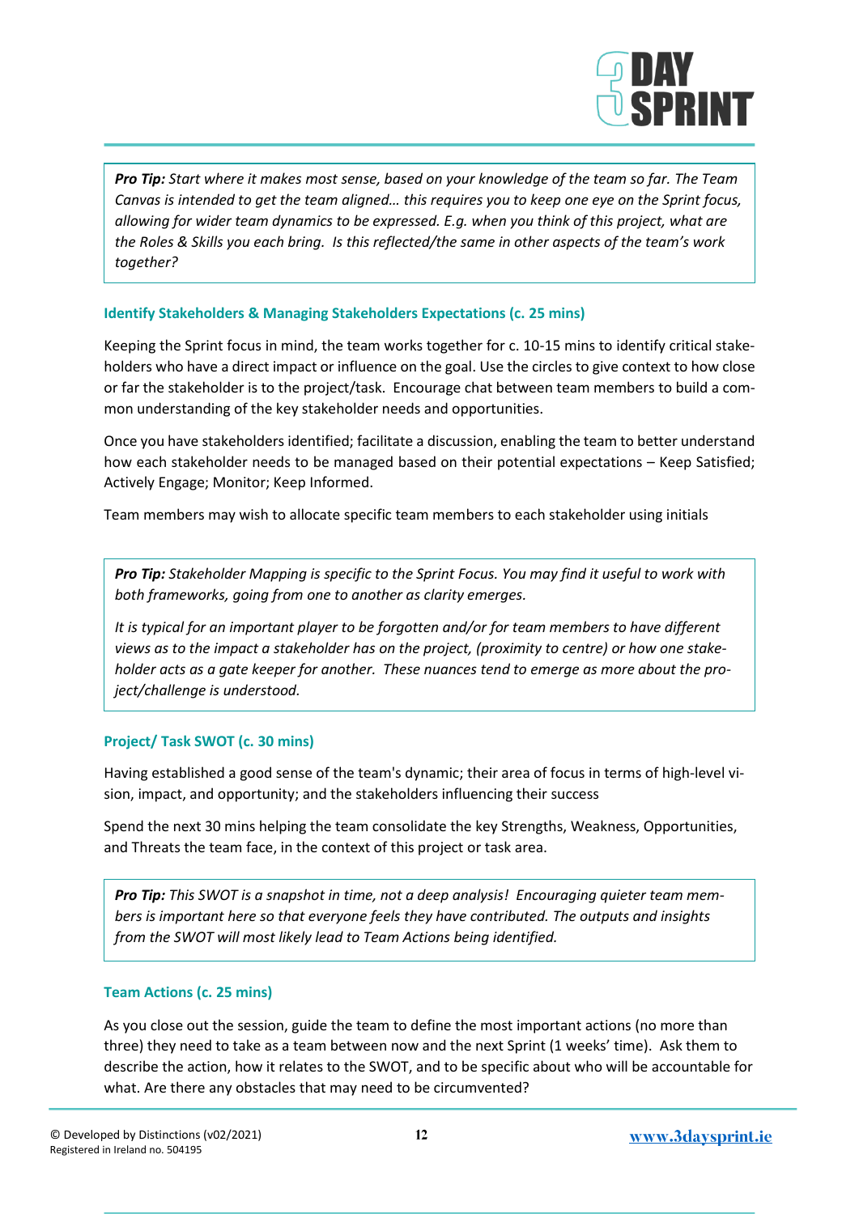> ***Pro Tip:*** *Start where it makes most sense, based on your knowledge of the team so far. The Team Canvas is intended to get the team aligned… this requires you to keep one eye on the Sprint focus, allowing for wider team dynamics to be expressed. E.g. when you think of this project, what are the Roles & Skills you each bring. Is this reflected/the same in other aspects of the team's work together?*

### Identify Stakeholders & Managing Stakeholders Expectations (c. 25 mins)

Keeping the Sprint focus in mind, the team works together for c. 10-15 mins to identify critical stakeholders who have a direct impact or influence on the goal. Use the circles to give context to how close or far the stakeholder is to the project/task. Encourage chat between team members to build a common understanding of the key stakeholder needs and opportunities.

Once you have stakeholders identified; facilitate a discussion, enabling the team to better understand how each stakeholder needs to be managed based on their potential expectations – Keep Satisfied; Actively Engage; Monitor; Keep Informed.

Team members may wish to allocate specific team members to each stakeholder using initials

> ***Pro Tip:*** *Stakeholder Mapping is specific to the Sprint Focus. You may find it useful to work with both frameworks, going from one to another as clarity emerges.*
>
> *It is typical for an important player to be forgotten and/or for team members to have different views as to the impact a stakeholder has on the project, (proximity to centre) or how one stakeholder acts as a gate keeper for another. These nuances tend to emerge as more about the project/challenge is understood.*

### Project/ Task SWOT (c. 30 mins)

Having established a good sense of the team's dynamic; their area of focus in terms of high-level vision, impact, and opportunity; and the stakeholders influencing their success

Spend the next 30 mins helping the team consolidate the key Strengths, Weakness, Opportunities, and Threats the team face, in the context of this project or task area.

> ***Pro Tip:*** *This SWOT is a snapshot in time, not a deep analysis! Encouraging quieter team members is important here so that everyone feels they have contributed. The outputs and insights from the SWOT will most likely lead to Team Actions being identified.*

### Team Actions (c. 25 mins)

As you close out the session, guide the team to define the most important actions (no more than three) they need to take as a team between now and the next Sprint (1 weeks' time). Ask them to describe the action, how it relates to the SWOT, and to be specific about who will be accountable for what. Are there any obstacles that may need to be circumvented?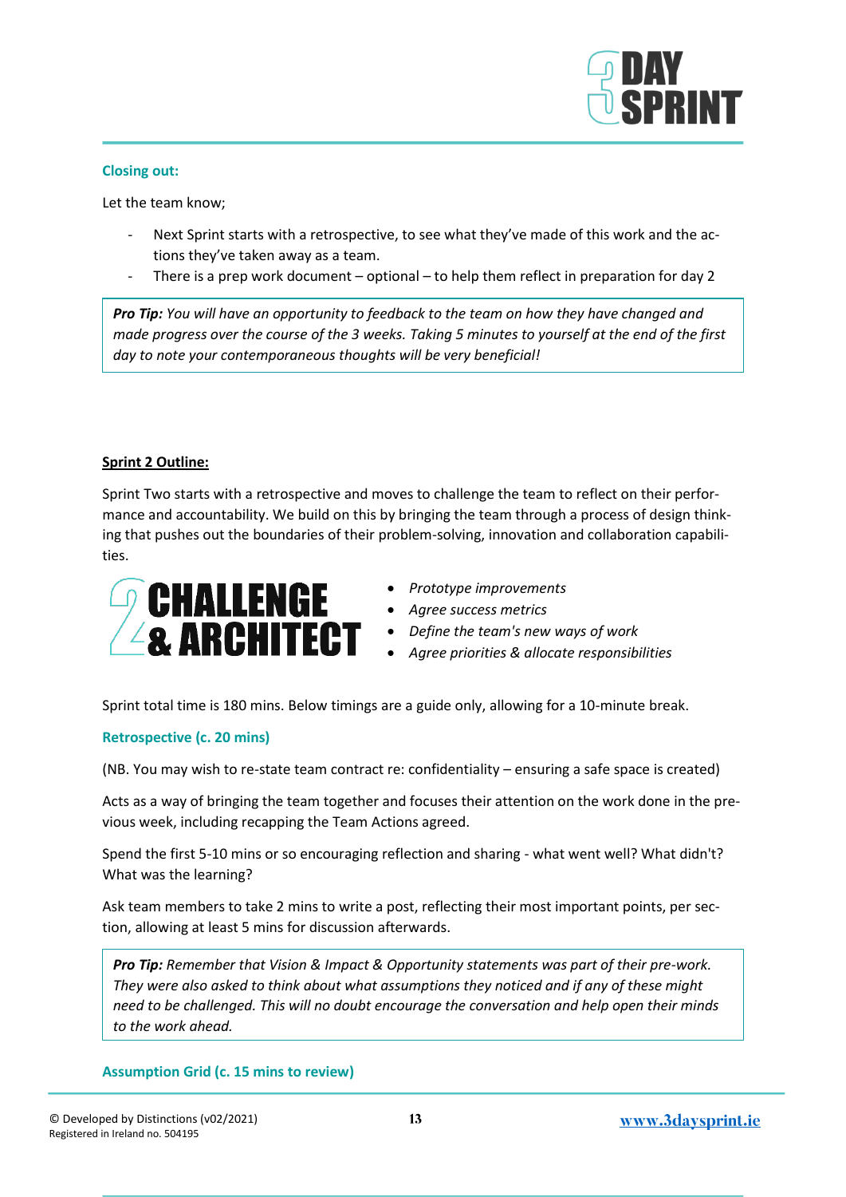**Closing out:**

Let the team know;

- Next Sprint starts with a retrospective, to see what they've made of this work and the actions they've taken away as a team.
- There is a prep work document – optional – to help them reflect in preparation for day 2

> ***Pro Tip:*** *You will have an opportunity to feedback to the team on how they have changed and made progress over the course of the 3 weeks. Taking 5 minutes to yourself at the end of the first day to note your contemporaneous thoughts will be very beneficial!*

**Sprint 2 Outline:**

Sprint Two starts with a retrospective and moves to challenge the team to reflect on their performance and accountability. We build on this by bringing the team through a process of design thinking that pushes out the boundaries of their problem-solving, innovation and collaboration capabilities.

**2 CHALLENGE & ARCHITECT**

- *Prototype improvements*
- *Agree success metrics*
- *Define the team's new ways of work*
- *Agree priorities & allocate responsibilities*

Sprint total time is 180 mins. Below timings are a guide only, allowing for a 10-minute break.

**Retrospective (c. 20 mins)**

(NB. You may wish to re-state team contract re: confidentiality – ensuring a safe space is created)

Acts as a way of bringing the team together and focuses their attention on the work done in the previous week, including recapping the Team Actions agreed.

Spend the first 5-10 mins or so encouraging reflection and sharing - what went well? What didn't? What was the learning?

Ask team members to take 2 mins to write a post, reflecting their most important points, per section, allowing at least 5 mins for discussion afterwards.

> ***Pro Tip:*** *Remember that Vision & Impact & Opportunity statements was part of their pre-work. They were also asked to think about what assumptions they noticed and if any of these might need to be challenged. This will no doubt encourage the conversation and help open their minds to the work ahead.*

**Assumption Grid (c. 15 mins to review)**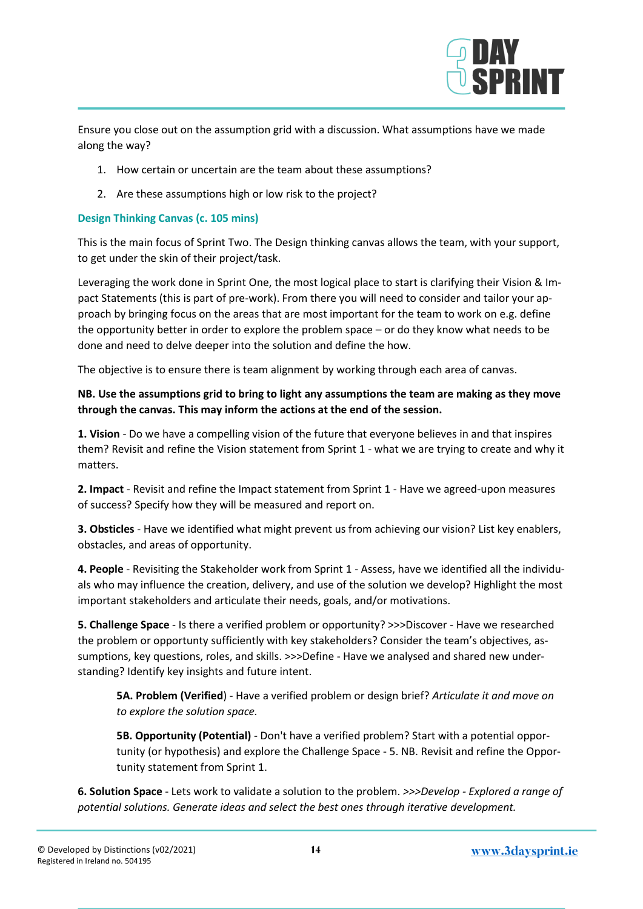Ensure you close out on the assumption grid with a discussion. What assumptions have we made along the way?

1. How certain or uncertain are the team about these assumptions?
2. Are these assumptions high or low risk to the project?

### Design Thinking Canvas (c. 105 mins)

This is the main focus of Sprint Two. The Design thinking canvas allows the team, with your support, to get under the skin of their project/task.

Leveraging the work done in Sprint One, the most logical place to start is clarifying their Vision & Impact Statements (this is part of pre-work). From there you will need to consider and tailor your approach by bringing focus on the areas that are most important for the team to work on e.g. define the opportunity better in order to explore the problem space – or do they know what needs to be done and need to delve deeper into the solution and define the how.

The objective is to ensure there is team alignment by working through each area of canvas.

**NB. Use the assumptions grid to bring to light any assumptions the team are making as they move through the canvas. This may inform the actions at the end of the session.**

**1. Vision** - Do we have a compelling vision of the future that everyone believes in and that inspires them? Revisit and refine the Vision statement from Sprint 1 - what we are trying to create and why it matters.

**2. Impact** - Revisit and refine the Impact statement from Sprint 1 - Have we agreed-upon measures of success? Specify how they will be measured and report on.

**3. Obsticles** - Have we identified what might prevent us from achieving our vision? List key enablers, obstacles, and areas of opportunity.

**4. People** - Revisiting the Stakeholder work from Sprint 1 - Assess, have we identified all the individuals who may influence the creation, delivery, and use of the solution we develop? Highlight the most important stakeholders and articulate their needs, goals, and/or motivations.

**5. Challenge Space** - Is there a verified problem or opportunity? >>>Discover - Have we researched the problem or opportunty sufficiently with key stakeholders? Consider the team's objectives, assumptions, key questions, roles, and skills. >>>Define - Have we analysed and shared new understanding? Identify key insights and future intent.

> **5A. Problem (Verified**) - Have a verified problem or design brief? *Articulate it and move on to explore the solution space.*
>
> **5B. Opportunity (Potential)** - Don't have a verified problem? Start with a potential opportunity (or hypothesis) and explore the Challenge Space - 5. NB. Revisit and refine the Opportunity statement from Sprint 1.

**6. Solution Space** - Lets work to validate a solution to the problem. *>>>Develop - Explored a range of potential solutions. Generate ideas and select the best ones through iterative development.*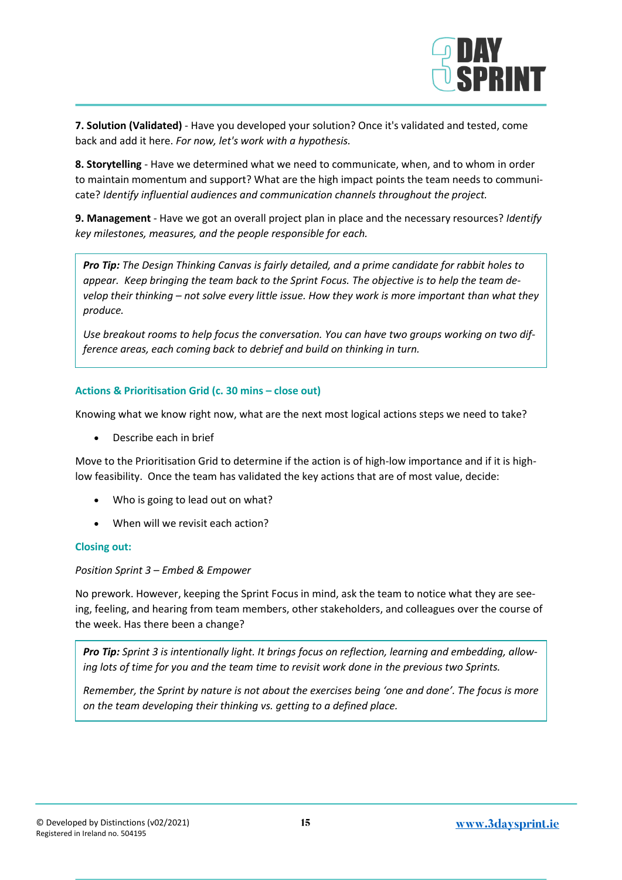**7. Solution (Validated)** - Have you developed your solution? Once it's validated and tested, come back and add it here. *For now, let's work with a hypothesis.*

**8. Storytelling** - Have we determined what we need to communicate, when, and to whom in order to maintain momentum and support? What are the high impact points the team needs to communicate? *Identify influential audiences and communication channels throughout the project.*

**9. Management** - Have we got an overall project plan in place and the necessary resources? *Identify key milestones, measures, and the people responsible for each.*

> ***Pro Tip:*** *The Design Thinking Canvas is fairly detailed, and a prime candidate for rabbit holes to appear. Keep bringing the team back to the Sprint Focus. The objective is to help the team develop their thinking – not solve every little issue. How they work is more important than what they produce.*
>
> *Use breakout rooms to help focus the conversation. You can have two groups working on two difference areas, each coming back to debrief and build on thinking in turn.*

### Actions & Prioritisation Grid (c. 30 mins – close out)

Knowing what we know right now, what are the next most logical actions steps we need to take?

- Describe each in brief

Move to the Prioritisation Grid to determine if the action is of high-low importance and if it is high-low feasibility. Once the team has validated the key actions that are of most value, decide:

- Who is going to lead out on what?
- When will we revisit each action?

### Closing out:

*Position Sprint 3 – Embed & Empower*

No prework. However, keeping the Sprint Focus in mind, ask the team to notice what they are seeing, feeling, and hearing from team members, other stakeholders, and colleagues over the course of the week. Has there been a change?

> ***Pro Tip:*** *Sprint 3 is intentionally light. It brings focus on reflection, learning and embedding, allowing lots of time for you and the team time to revisit work done in the previous two Sprints.*
>
> *Remember, the Sprint by nature is not about the exercises being 'one and done'. The focus is more on the team developing their thinking vs. getting to a defined place.*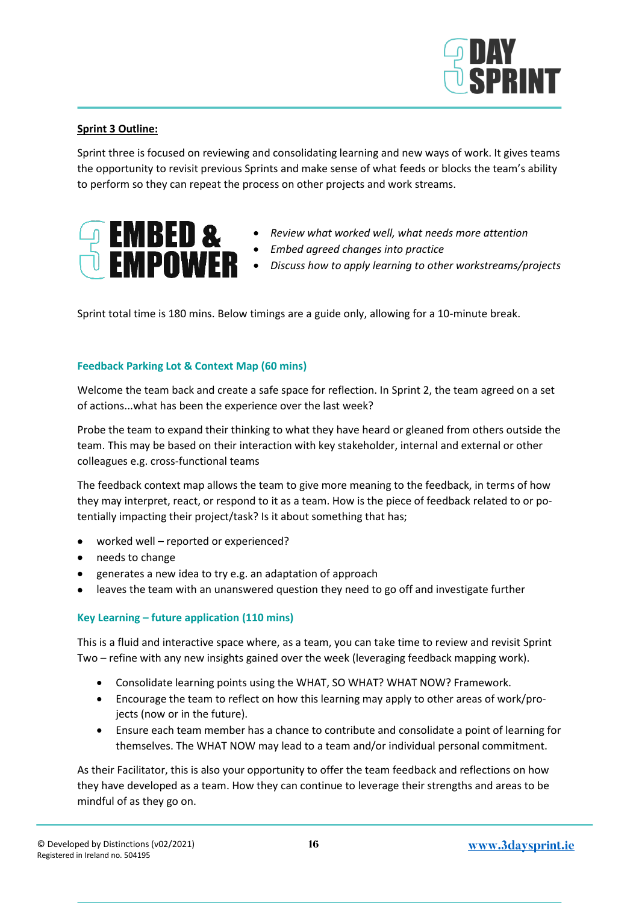**Sprint 3 Outline:**

Sprint three is focused on reviewing and consolidating learning and new ways of work. It gives teams the opportunity to revisit previous Sprints and make sense of what feeds or blocks the team's ability to perform so they can repeat the process on other projects and work streams.

**3 EMBED & EMPOWER**

- *Review what worked well, what needs more attention*
- *Embed agreed changes into practice*
- *Discuss how to apply learning to other workstreams/projects*

Sprint total time is 180 mins. Below timings are a guide only, allowing for a 10-minute break.

### Feedback Parking Lot & Context Map (60 mins)

Welcome the team back and create a safe space for reflection. In Sprint 2, the team agreed on a set of actions...what has been the experience over the last week?

Probe the team to expand their thinking to what they have heard or gleaned from others outside the team. This may be based on their interaction with key stakeholder, internal and external or other colleagues e.g. cross-functional teams

The feedback context map allows the team to give more meaning to the feedback, in terms of how they may interpret, react, or respond to it as a team. How is the piece of feedback related to or potentially impacting their project/task? Is it about something that has;

- worked well – reported or experienced?
- needs to change
- generates a new idea to try e.g. an adaptation of approach
- leaves the team with an unanswered question they need to go off and investigate further

### Key Learning – future application (110 mins)

This is a fluid and interactive space where, as a team, you can take time to review and revisit Sprint Two – refine with any new insights gained over the week (leveraging feedback mapping work).

- Consolidate learning points using the WHAT, SO WHAT? WHAT NOW? Framework.
- Encourage the team to reflect on how this learning may apply to other areas of work/projects (now or in the future).
- Ensure each team member has a chance to contribute and consolidate a point of learning for themselves. The WHAT NOW may lead to a team and/or individual personal commitment.

As their Facilitator, this is also your opportunity to offer the team feedback and reflections on how they have developed as a team. How they can continue to leverage their strengths and areas to be mindful of as they go on.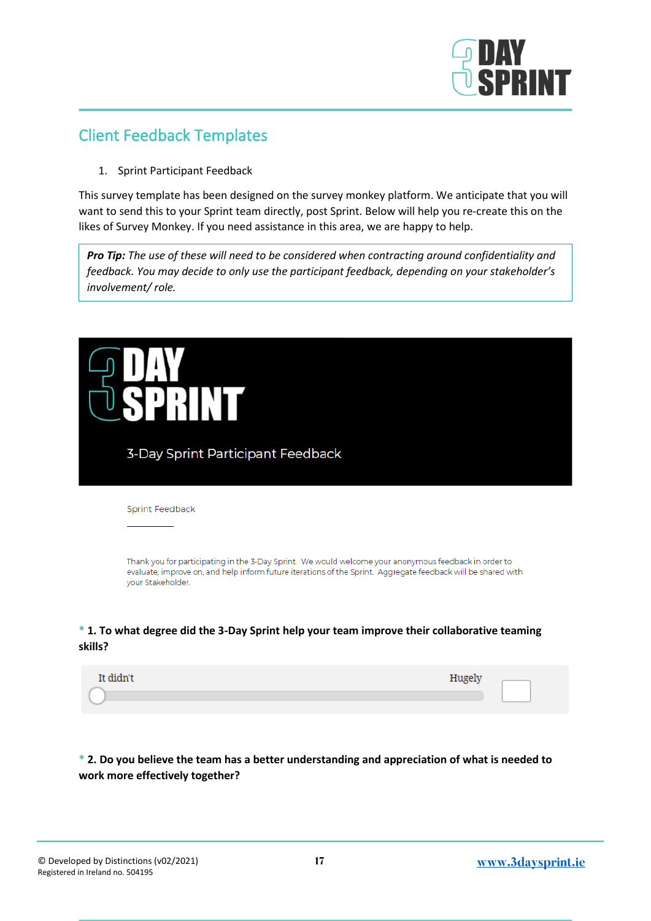## Client Feedback Templates

1. Sprint Participant Feedback

This survey template has been designed on the survey monkey platform. We anticipate that you will want to send this to your Sprint team directly, post Sprint. Below will help you re-create this on the likes of Survey Monkey. If you need assistance in this area, we are happy to help.

> ***Pro Tip:*** *The use of these will need to be considered when contracting around confidentiality and feedback. You may decide to only use the participant feedback, depending on your stakeholder's involvement/ role.*

3-Day Sprint Participant Feedback

Sprint Feedback

Thank you for participating in the 3-Day Sprint. We would welcome your anonymous feedback in order to evaluate, improve on, and help inform future iterations of the Sprint. Aggregate feedback will be shared with your Stakeholder.

\* **1. To what degree did the 3-Day Sprint help your team improve their collaborative teaming skills?**

It didn't — Hugely

\* **2. Do you believe the team has a better understanding and appreciation of what is needed to work more effectively together?**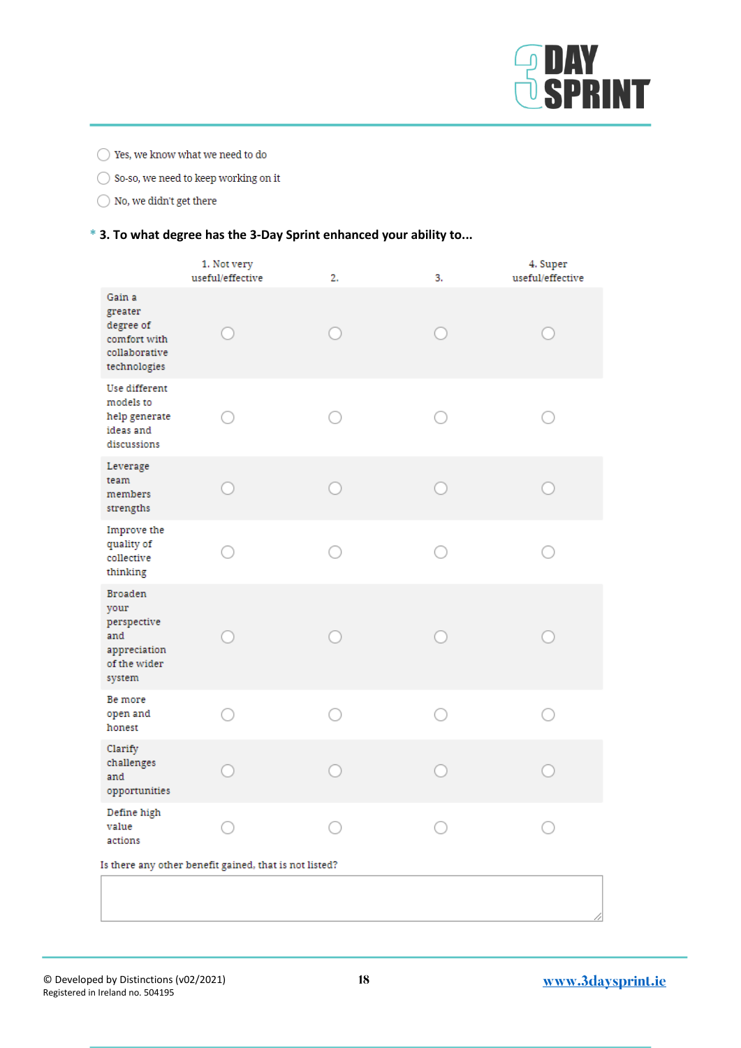- ◯ Yes, we know what we need to do
- ◯ So-so, we need to keep working on it
- ◯ No, we didn't get there

**\* 3. To what degree has the 3-Day Sprint enhanced your ability to...**

| | 1. Not very useful/effective | 2. | 3. | 4. Super useful/effective |
|---|---|---|---|---|
| Gain a greater degree of comfort with collaborative technologies | ◯ | ◯ | ◯ | ◯ |
| Use different models to help generate ideas and discussions | ◯ | ◯ | ◯ | ◯ |
| Leverage team members strengths | ◯ | ◯ | ◯ | ◯ |
| Improve the quality of collective thinking | ◯ | ◯ | ◯ | ◯ |
| Broaden your perspective and appreciation of the wider system | ◯ | ◯ | ◯ | ◯ |
| Be more open and honest | ◯ | ◯ | ◯ | ◯ |
| Clarify challenges and opportunities | ◯ | ◯ | ◯ | ◯ |
| Define high value actions | ◯ | ◯ | ◯ | ◯ |

Is there any other benefit gained, that is not listed?

[                                                  ]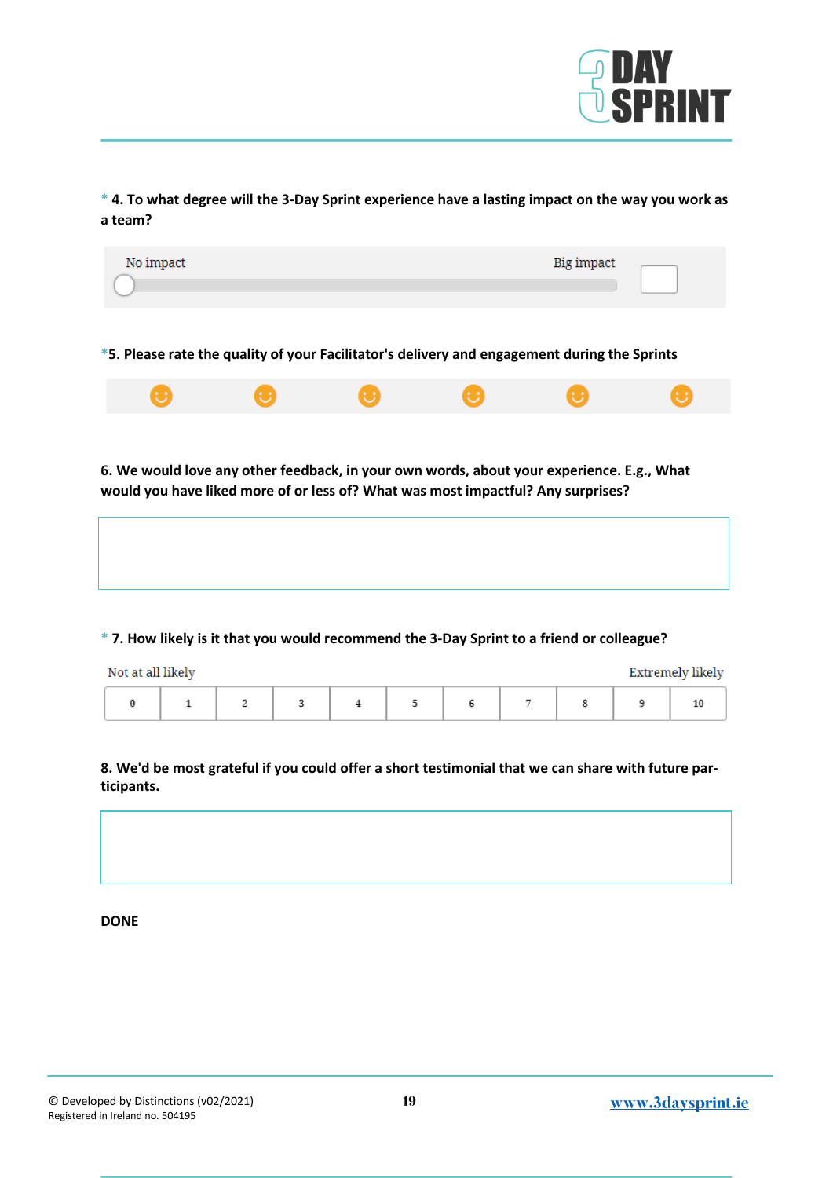\* **4. To what degree will the 3-Day Sprint experience have a lasting impact on the way you work as a team?**

No impact — Big impact

\***5. Please rate the quality of your Facilitator's delivery and engagement during the Sprints**

**6. We would love any other feedback, in your own words, about your experience. E.g., What would you have liked more of or less of? What was most impactful? Any surprises?**

\* **7. How likely is it that you would recommend the 3-Day Sprint to a friend or colleague?**

Not at all likely — Extremely likely

| | | | | | | | | | | |
|---|---|---|---|---|---|---|---|---|---|---|
| 0 | 1 | 2 | 3 | 4 | 5 | 6 | 7 | 8 | 9 | 10 |

**8. We'd be most grateful if you could offer a short testimonial that we can share with future participants.**

**DONE**

© Developed by Distinctions (v02/2021)
Registered in Ireland no. 504195

www.3daysprint.ie